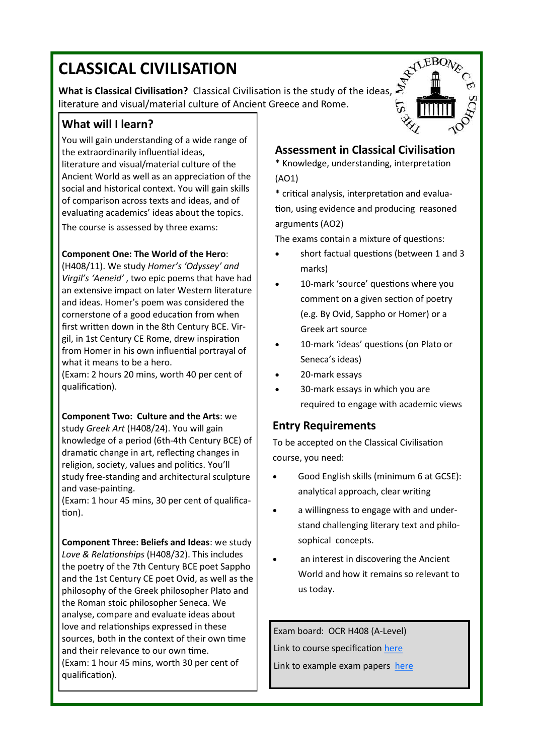# CLASSICAL CIVILISATION

**What is Classical Civilisation?** Classical Civilisation is the study of the ideas, literature and visual/material culture of Ancient Greece and Rome.

## What will I learn?

You will gain understanding of a wide range of the extraordinarily influential ideas, literature and visual/material culture of the Ancient World as well as an appreciation of the social and historical context. You will gain skills of comparison across texts and ideas, and of evaluating academics' ideas about the topics.

The course is assessed by three exams:

**Component One: The World of the Hero**: (H408/11). We study *Homer's 'Odyssey' and Virgil's 'Aeneid'* , two epic poems that have had an extensive impact on later Western literature and ideas. Homer's poem was considered the cornerstone of a good education from when first written down in the 8th Century BCE. Virgil, in 1st Century CE Rome, drew inspiration from Homer in his own influential portrayal of what it means to be a hero.
(Exam: 2 hours 20 mins, worth 40 per cent of qualification).

**Component Two: Culture and the Arts**: we study *Greek Art* (H408/24). You will gain knowledge of a period (6th-4th Century BCE) of dramatic change in art, reflecting changes in religion, society, values and politics. You'll study free-standing and architectural sculpture and vase-painting.
(Exam: 1 hour 45 mins, 30 per cent of qualification).

**Component Three: Beliefs and Ideas**: we study *Love & Relationships* (H408/32). This includes the poetry of the 7th Century BCE poet Sappho and the 1st Century CE poet Ovid, as well as the philosophy of the Greek philosopher Plato and the Roman stoic philosopher Seneca. We analyse, compare and evaluate ideas about love and relationships expressed in these sources, both in the context of their own time and their relevance to our own time.
(Exam: 1 hour 45 mins, worth 30 per cent of qualification).

## Assessment in Classical Civilisation

* Knowledge, understanding, interpretation (AO1)

* critical analysis, interpretation and evaluation, using evidence and producing reasoned arguments (AO2)

The exams contain a mixture of questions:

- short factual questions (between 1 and 3 marks)
- 10-mark 'source' questions where you comment on a given section of poetry (e.g. By Ovid, Sappho or Homer) or a Greek art source
- 10-mark 'ideas' questions (on Plato or Seneca's ideas)
- 20-mark essays
- 30-mark essays in which you are required to engage with academic views

## Entry Requirements

To be accepted on the Classical Civilisation course, you need:

- Good English skills (minimum 6 at GCSE): analytical approach, clear writing
- a willingness to engage with and understand challenging literary text and philosophical concepts.
- an interest in discovering the Ancient World and how it remains so relevant to us today.

Exam board: OCR H408 (A-Level)

Link to course specification here

Link to example exam papers here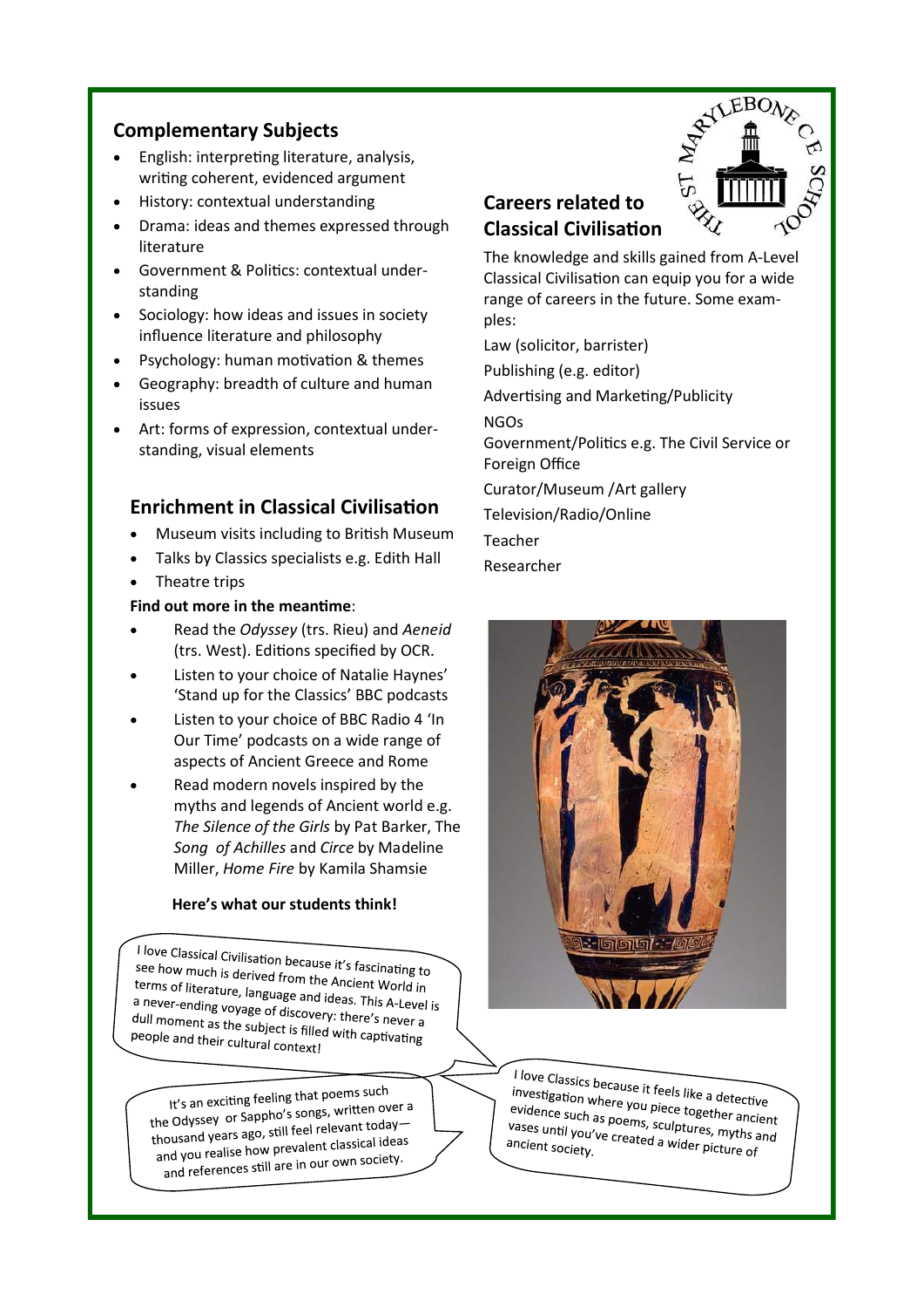## Complementary Subjects

- English: interpreting literature, analysis, writing coherent, evidenced argument
- History: contextual understanding
- Drama: ideas and themes expressed through literature
- Government & Politics: contextual understanding
- Sociology: how ideas and issues in society influence literature and philosophy
- Psychology: human motivation & themes
- Geography: breadth of culture and human issues
- Art: forms of expression, contextual understanding, visual elements

## Enrichment in Classical Civilisation

- Museum visits including to British Museum
- Talks by Classics specialists e.g. Edith Hall
- Theatre trips

**Find out more in the meantime**:

- Read the *Odyssey* (trs. Rieu) and *Aeneid* (trs. West). Editions specified by OCR.
- Listen to your choice of Natalie Haynes' 'Stand up for the Classics' BBC podcasts
- Listen to your choice of BBC Radio 4 'In Our Time' podcasts on a wide range of aspects of Ancient Greece and Rome
- Read modern novels inspired by the myths and legends of Ancient world e.g. *The Silence of the Girls* by Pat Barker, The *Song of Achilles* and *Circe* by Madeline Miller, *Home Fire* by Kamila Shamsie

**Here's what our students think!**

I love Classical Civilisation because it's fascinating to see how much is derived from the Ancient World in terms of literature, language and ideas. This A-Level is a never-ending voyage of discovery: there's never a dull moment as the subject is filled with captivating people and their cultural context!

It's an exciting feeling that poems such the Odyssey or Sappho's songs, written over a thousand years ago, still feel relevant today—and you realise how prevalent classical ideas and references still are in our own society.

I love Classics because it feels like a detective investigation where you piece together ancient evidence such as poems, sculptures, myths and vases until you've created a wider picture of ancient society.

THE ST MARYLEBONE CE SCHOOL

## Careers related to Classical Civilisation

The knowledge and skills gained from A-Level Classical Civilisation can equip you for a wide range of careers in the future. Some examples:

Law (solicitor, barrister)

Publishing (e.g. editor)

Advertising and Marketing/Publicity

NGOs

Government/Politics e.g. The Civil Service or Foreign Office

Curator/Museum /Art gallery

Television/Radio/Online

Teacher

Researcher